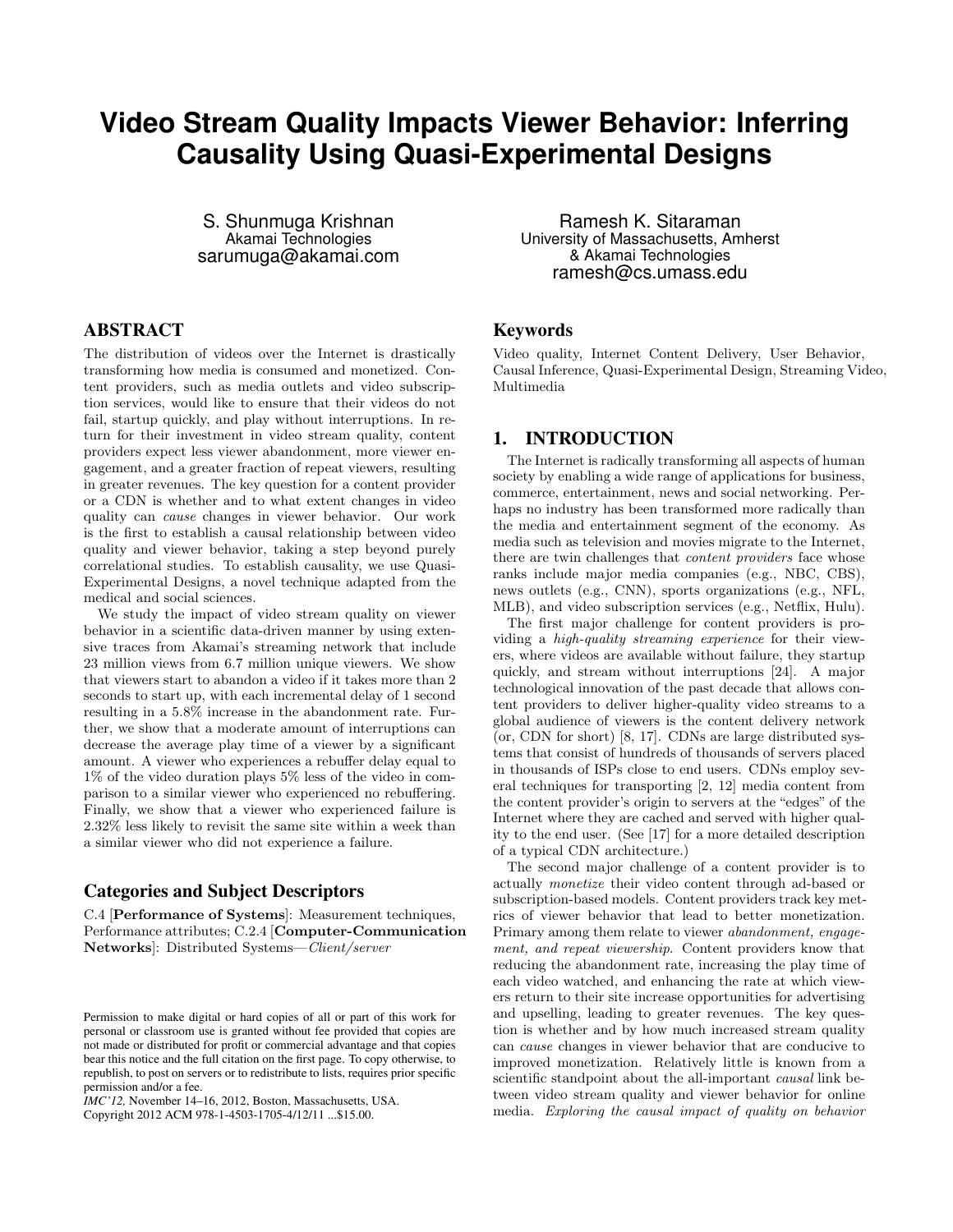# Video Stream Quality Impacts Viewer Behavior: Inferring Causality Using Quasi-Experimental Designs

S. Shunmuga Krishnan
Akamai Technologies
sarumuga@akamai.com

Ramesh K. Sitaraman
University of Massachusetts, Amherst
& Akamai Technologies
ramesh@cs.umass.edu

## ABSTRACT

The distribution of videos over the Internet is drastically transforming how media is consumed and monetized. Content providers, such as media outlets and video subscription services, would like to ensure that their videos do not fail, startup quickly, and play without interruptions. In return for their investment in video stream quality, content providers expect less viewer abandonment, more viewer engagement, and a greater fraction of repeat viewers, resulting in greater revenues. The key question for a content provider or a CDN is whether and to what extent changes in video quality can *cause* changes in viewer behavior. Our work is the first to establish a causal relationship between video quality and viewer behavior, taking a step beyond purely correlational studies. To establish causality, we use Quasi-Experimental Designs, a novel technique adapted from the medical and social sciences.

We study the impact of video stream quality on viewer behavior in a scientific data-driven manner by using extensive traces from Akamai's streaming network that include 23 million views from 6.7 million unique viewers. We show that viewers start to abandon a video if it takes more than 2 seconds to start up, with each incremental delay of 1 second resulting in a 5.8% increase in the abandonment rate. Further, we show that a moderate amount of interruptions can decrease the average play time of a viewer by a significant amount. A viewer who experiences a rebuffer delay equal to 1% of the video duration plays 5% less of the video in comparison to a similar viewer who experienced no rebuffering. Finally, we show that a viewer who experienced failure is 2.32% less likely to revisit the same site within a week than a similar viewer who did not experience a failure.

### Categories and Subject Descriptors

C.4 [**Performance of Systems**]: Measurement techniques, Performance attributes; C.2.4 [**Computer-Communication Networks**]: Distributed Systems—*Client/server*

Permission to make digital or hard copies of all or part of this work for personal or classroom use is granted without fee provided that copies are not made or distributed for profit or commercial advantage and that copies bear this notice and the full citation on the first page. To copy otherwise, to republish, to post on servers or to redistribute to lists, requires prior specific permission and/or a fee.
*IMC'12,* November 14–16, 2012, Boston, Massachusetts, USA.
Copyright 2012 ACM 978-1-4503-1705-4/12/11 ...$15.00.

### Keywords

Video quality, Internet Content Delivery, User Behavior, Causal Inference, Quasi-Experimental Design, Streaming Video, Multimedia

## 1. INTRODUCTION

The Internet is radically transforming all aspects of human society by enabling a wide range of applications for business, commerce, entertainment, news and social networking. Perhaps no industry has been transformed more radically than the media and entertainment segment of the economy. As media such as television and movies migrate to the Internet, there are twin challenges that *content providers* face whose ranks include major media companies (e.g., NBC, CBS), news outlets (e.g., CNN), sports organizations (e.g., NFL, MLB), and video subscription services (e.g., Netflix, Hulu).

The first major challenge for content providers is providing a *high-quality streaming experience* for their viewers, where videos are available without failure, they startup quickly, and stream without interruptions [24]. A major technological innovation of the past decade that allows content providers to deliver higher-quality video streams to a global audience of viewers is the content delivery network (or, CDN for short) [8, 17]. CDNs are large distributed systems that consist of hundreds of thousands of servers placed in thousands of ISPs close to end users. CDNs employ several techniques for transporting [2, 12] media content from the content provider's origin to servers at the "edges" of the Internet where they are cached and served with higher quality to the end user. (See [17] for a more detailed description of a typical CDN architecture.)

The second major challenge of a content provider is to actually *monetize* their video content through ad-based or subscription-based models. Content providers track key metrics of viewer behavior that lead to better monetization. Primary among them relate to viewer *abandonment, engagement, and repeat viewership*. Content providers know that reducing the abandonment rate, increasing the play time of each video watched, and enhancing the rate at which viewers return to their site increase opportunities for advertising and upselling, leading to greater revenues. The key question is whether and by how much increased stream quality can *cause* changes in viewer behavior that are conducive to improved monetization. Relatively little is known from a scientific standpoint about the all-important *causal* link between video stream quality and viewer behavior for online media. *Exploring the causal impact of quality on behavior*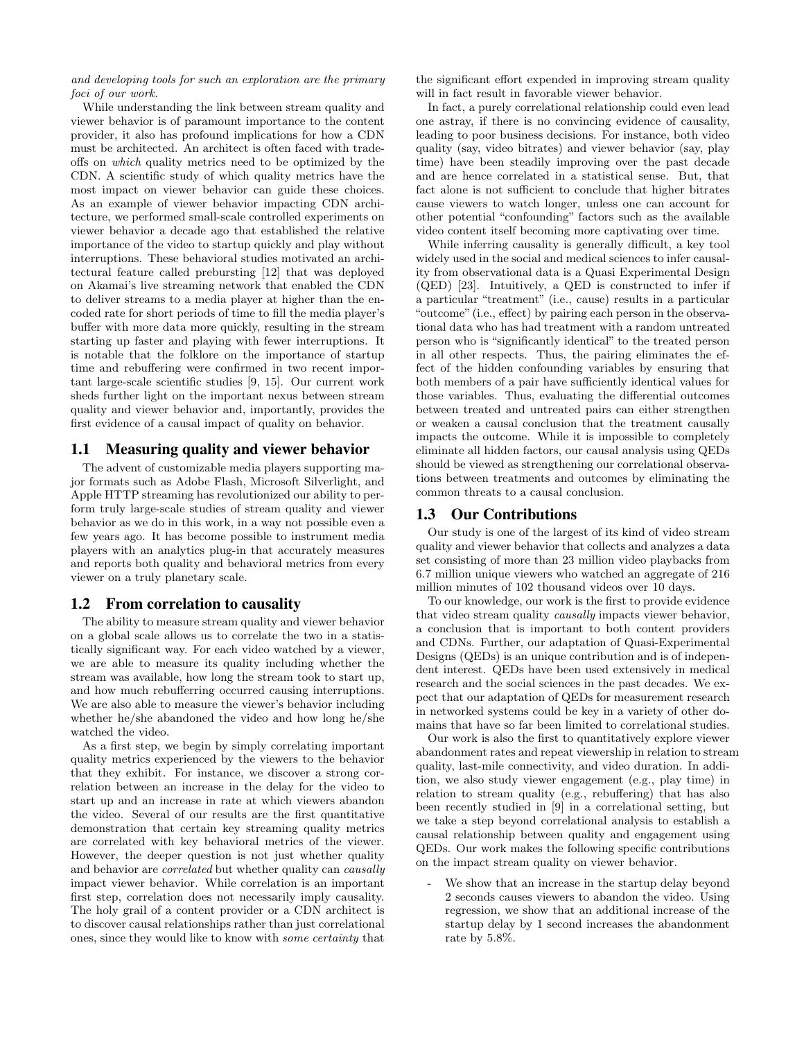*and developing tools for such an exploration are the primary foci of our work.*

While understanding the link between stream quality and viewer behavior is of paramount importance to the content provider, it also has profound implications for how a CDN must be architected. An architect is often faced with tradeoffs on *which* quality metrics need to be optimized by the CDN. A scientific study of which quality metrics have the most impact on viewer behavior can guide these choices. As an example of viewer behavior impacting CDN architecture, we performed small-scale controlled experiments on viewer behavior a decade ago that established the relative importance of the video to startup quickly and play without interruptions. These behavioral studies motivated an architectural feature called prebursting [12] that was deployed on Akamai's live streaming network that enabled the CDN to deliver streams to a media player at higher than the encoded rate for short periods of time to fill the media player's buffer with more data more quickly, resulting in the stream starting up faster and playing with fewer interruptions. It is notable that the folklore on the importance of startup time and rebuffering were confirmed in two recent important large-scale scientific studies [9, 15]. Our current work sheds further light on the important nexus between stream quality and viewer behavior and, importantly, provides the first evidence of a causal impact of quality on behavior.

## 1.1 Measuring quality and viewer behavior

The advent of customizable media players supporting major formats such as Adobe Flash, Microsoft Silverlight, and Apple HTTP streaming has revolutionized our ability to perform truly large-scale studies of stream quality and viewer behavior as we do in this work, in a way not possible even a few years ago. It has become possible to instrument media players with an analytics plug-in that accurately measures and reports both quality and behavioral metrics from every viewer on a truly planetary scale.

## 1.2 From correlation to causality

The ability to measure stream quality and viewer behavior on a global scale allows us to correlate the two in a statistically significant way. For each video watched by a viewer, we are able to measure its quality including whether the stream was available, how long the stream took to start up, and how much rebufferring occurred causing interruptions. We are also able to measure the viewer's behavior including whether he/she abandoned the video and how long he/she watched the video.

As a first step, we begin by simply correlating important quality metrics experienced by the viewers to the behavior that they exhibit. For instance, we discover a strong correlation between an increase in the delay for the video to start up and an increase in rate at which viewers abandon the video. Several of our results are the first quantitative demonstration that certain key streaming quality metrics are correlated with key behavioral metrics of the viewer. However, the deeper question is not just whether quality and behavior are *correlated* but whether quality can *causally* impact viewer behavior. While correlation is an important first step, correlation does not necessarily imply causality. The holy grail of a content provider or a CDN architect is to discover causal relationships rather than just correlational ones, since they would like to know with *some certainty* that the significant effort expended in improving stream quality will in fact result in favorable viewer behavior.

In fact, a purely correlational relationship could even lead one astray, if there is no convincing evidence of causality, leading to poor business decisions. For instance, both video quality (say, video bitrates) and viewer behavior (say, play time) have been steadily improving over the past decade and are hence correlated in a statistical sense. But, that fact alone is not sufficient to conclude that higher bitrates cause viewers to watch longer, unless one can account for other potential "confounding" factors such as the available video content itself becoming more captivating over time.

While inferring causality is generally difficult, a key tool widely used in the social and medical sciences to infer causality from observational data is a Quasi Experimental Design (QED) [23]. Intuitively, a QED is constructed to infer if a particular "treatment" (i.e., cause) results in a particular "outcome" (i.e., effect) by pairing each person in the observational data who has had treatment with a random untreated person who is "significantly identical" to the treated person in all other respects. Thus, the pairing eliminates the effect of the hidden confounding variables by ensuring that both members of a pair have sufficiently identical values for those variables. Thus, evaluating the differential outcomes between treated and untreated pairs can either strengthen or weaken a causal conclusion that the treatment causally impacts the outcome. While it is impossible to completely eliminate all hidden factors, our causal analysis using QEDs should be viewed as strengthening our correlational observations between treatments and outcomes by eliminating the common threats to a causal conclusion.

## 1.3 Our Contributions

Our study is one of the largest of its kind of video stream quality and viewer behavior that collects and analyzes a data set consisting of more than 23 million video playbacks from 6.7 million unique viewers who watched an aggregate of 216 million minutes of 102 thousand videos over 10 days.

To our knowledge, our work is the first to provide evidence that video stream quality *causally* impacts viewer behavior, a conclusion that is important to both content providers and CDNs. Further, our adaptation of Quasi-Experimental Designs (QEDs) is an unique contribution and is of independent interest. QEDs have been used extensively in medical research and the social sciences in the past decades. We expect that our adaptation of QEDs for measurement research in networked systems could be key in a variety of other domains that have so far been limited to correlational studies.

Our work is also the first to quantitatively explore viewer abandonment rates and repeat viewership in relation to stream quality, last-mile connectivity, and video duration. In addition, we also study viewer engagement (e.g., play time) in relation to stream quality (e.g., rebuffering) that has also been recently studied in [9] in a correlational setting, but we take a step beyond correlational analysis to establish a causal relationship between quality and engagement using QEDs. Our work makes the following specific contributions on the impact stream quality on viewer behavior.

- We show that an increase in the startup delay beyond 2 seconds causes viewers to abandon the video. Using regression, we show that an additional increase of the startup delay by 1 second increases the abandonment rate by 5.8%.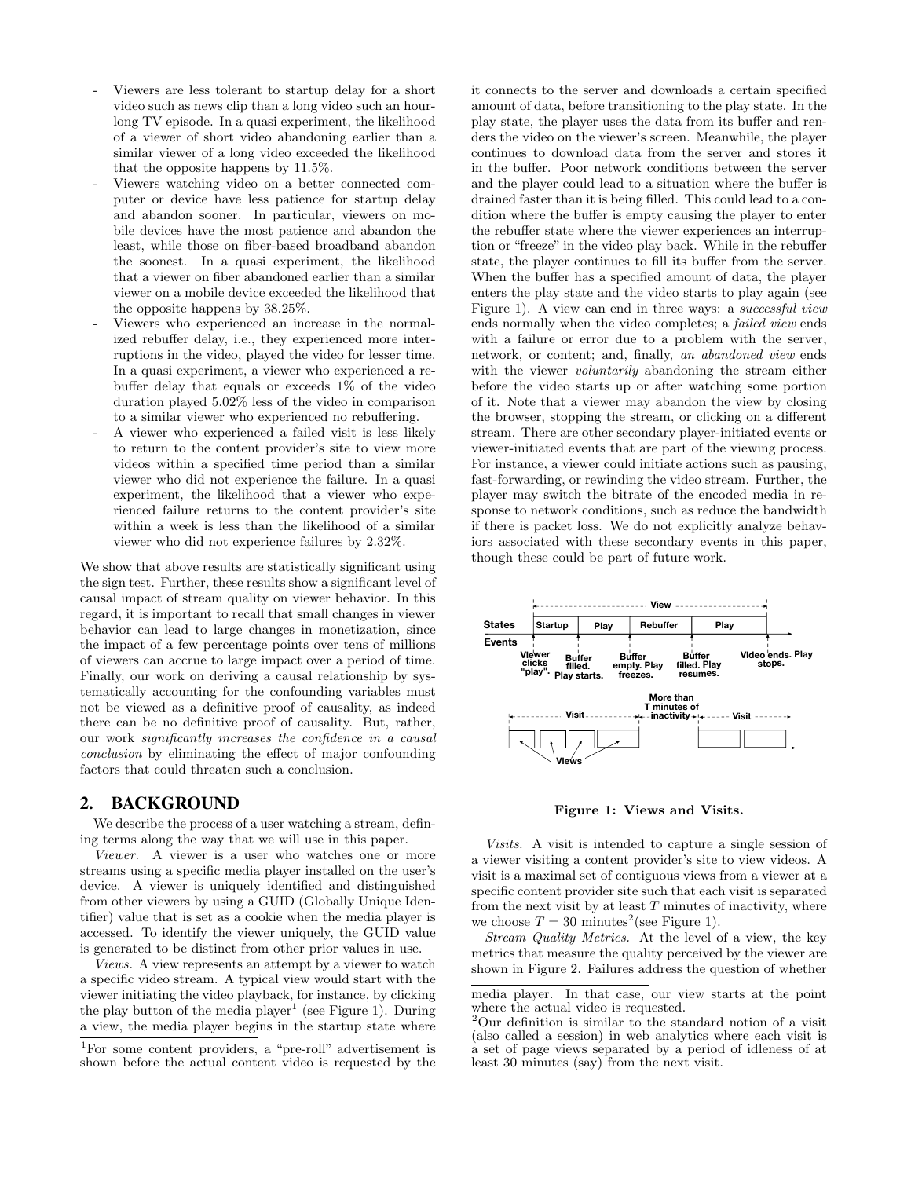- Viewers are less tolerant to startup delay for a short video such as news clip than a long video such an hour-long TV episode. In a quasi experiment, the likelihood of a viewer of short video abandoning earlier than a similar viewer of a long video exceeded the likelihood that the opposite happens by 11.5%.
- Viewers watching video on a better connected computer or device have less patience for startup delay and abandon sooner. In particular, viewers on mobile devices have the most patience and abandon the least, while those on fiber-based broadband abandon the soonest. In a quasi experiment, the likelihood that a viewer on fiber abandoned earlier than a similar viewer on a mobile device exceeded the likelihood that the opposite happens by 38.25%.
- Viewers who experienced an increase in the normalized rebuffer delay, i.e., they experienced more interruptions in the video, played the video for lesser time. In a quasi experiment, a viewer who experienced a rebuffer delay that equals or exceeds 1% of the video duration played 5.02% less of the video in comparison to a similar viewer who experienced no rebuffering.
- A viewer who experienced a failed visit is less likely to return to the content provider's site to view more videos within a specified time period than a similar viewer who did not experience the failure. In a quasi experiment, the likelihood that a viewer who experienced failure returns to the content provider's site within a week is less than the likelihood of a similar viewer who did not experience failures by 2.32%.

We show that above results are statistically significant using the sign test. Further, these results show a significant level of causal impact of stream quality on viewer behavior. In this regard, it is important to recall that small changes in viewer behavior can lead to large changes in monetization, since the impact of a few percentage points over tens of millions of viewers can accrue to large impact over a period of time. Finally, our work on deriving a causal relationship by systematically accounting for the confounding variables must not be viewed as a definitive proof of causality, as indeed there can be no definitive proof of causality. But, rather, our work *significantly increases the confidence in a causal conclusion* by eliminating the effect of major confounding factors that could threaten such a conclusion.

## 2. BACKGROUND

We describe the process of a user watching a stream, defining terms along the way that we will use in this paper.

*Viewer.* A viewer is a user who watches one or more streams using a specific media player installed on the user's device. A viewer is uniquely identified and distinguished from other viewers by using a GUID (Globally Unique Identifier) value that is set as a cookie when the media player is accessed. To identify the viewer uniquely, the GUID value is generated to be distinct from other prior values in use.

*Views.* A view represents an attempt by a viewer to watch a specific video stream. A typical view would start with the viewer initiating the video playback, for instance, by clicking the play button of the media player[1] (see Figure 1). During a view, the media player begins in the startup state where it connects to the server and downloads a certain specified amount of data, before transitioning to the play state. In the play state, the player uses the data from its buffer and renders the video on the viewer's screen. Meanwhile, the player continues to download data from the server and stores it in the buffer. Poor network conditions between the server and the player could lead to a situation where the buffer is drained faster than it is being filled. This could lead to a condition where the buffer is empty causing the player to enter the rebuffer state where the viewer experiences an interruption or "freeze" in the video play back. While in the rebuffer state, the player continues to fill its buffer from the server. When the buffer has a specified amount of data, the player enters the play state and the video starts to play again (see Figure 1). A view can end in three ways: a *successful view* ends normally when the video completes; a *failed view* ends with a failure or error due to a problem with the server, network, or content; and, finally, *an abandoned view* ends with the viewer *voluntarily* abandoning the stream either before the video starts up or after watching some portion of it. Note that a viewer may abandon the view by closing the browser, stopping the stream, or clicking on a different stream. There are other secondary player-initiated events or viewer-initiated events that are part of the viewing process. For instance, a viewer could initiate actions such as pausing, fast-forwarding, or rewinding the video stream. Further, the player may switch the bitrate of the encoded media in response to network conditions, such as reduce the bandwidth if there is packet loss. We do not explicitly analyze behaviors associated with these secondary events in this paper, though these could be part of future work.

View
States: Startup | Play | Rebuffer | Play
Events: Viewer clicks "play". | Buffer filled. Play starts. | Buffer empty. Play freezes. | Buffer filled. Play resumes. | Video ends. Play stops.
Visit | More than T minutes of inactivity | Visit
Views

**Figure 1: Views and Visits.**

*Visits.* A visit is intended to capture a single session of a viewer visiting a content provider's site to view videos. A visit is a maximal set of contiguous views from a viewer at a specific content provider site such that each visit is separated from the next visit by at least $T$ minutes of inactivity, where we choose $T = 30$ minutes[2](see Figure 1).

*Stream Quality Metrics.* At the level of a view, the key metrics that measure the quality perceived by the viewer are shown in Figure 2. Failures address the question of whether

[1] For some content providers, a "pre-roll" advertisement is shown before the actual content video is requested by the media player. In that case, our view starts at the point where the actual video is requested.

[2] Our definition is similar to the standard notion of a visit (also called a session) in web analytics where each visit is a set of page views separated by a period of idleness of at least 30 minutes (say) from the next visit.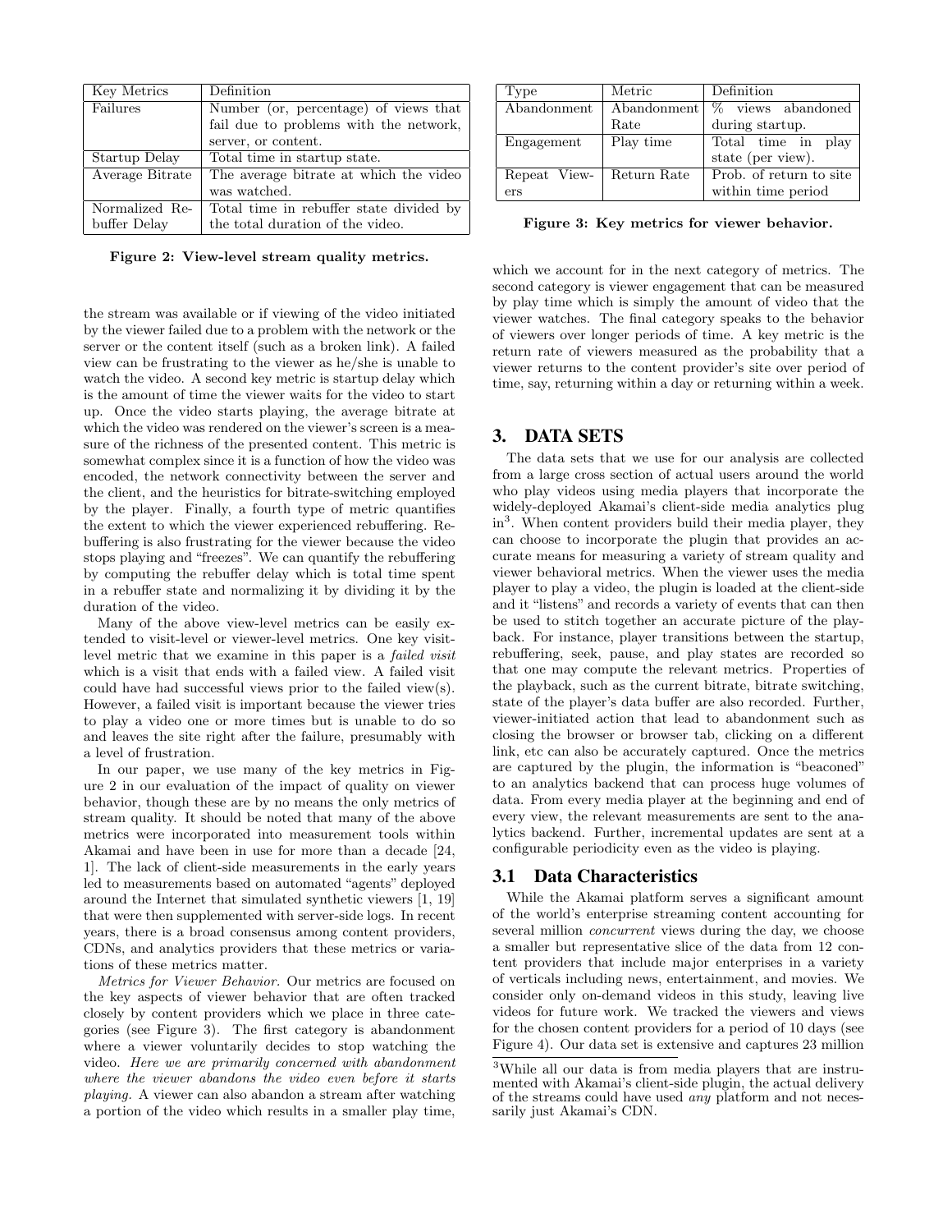| Key Metrics | Definition |
|---|---|
| Failures | Number (or, percentage) of views that fail due to problems with the network, server, or content. |
| Startup Delay | Total time in startup state. |
| Average Bitrate | The average bitrate at which the video was watched. |
| Normalized Rebuffer Delay | Total time in rebuffer state divided by the total duration of the video. |

**Figure 2: View-level stream quality metrics.**

the stream was available or if viewing of the video initiated by the viewer failed due to a problem with the network or the server or the content itself (such as a broken link). A failed view can be frustrating to the viewer as he/she is unable to watch the video. A second key metric is startup delay which is the amount of time the viewer waits for the video to start up. Once the video starts playing, the average bitrate at which the video was rendered on the viewer's screen is a measure of the richness of the presented content. This metric is somewhat complex since it is a function of how the video was encoded, the network connectivity between the server and the client, and the heuristics for bitrate-switching employed by the player. Finally, a fourth type of metric quantifies the extent to which the viewer experienced rebuffering. Rebuffering is also frustrating for the viewer because the video stops playing and "freezes". We can quantify the rebuffering by computing the rebuffer delay which is total time spent in a rebuffer state and normalizing it by dividing it by the duration of the video.

Many of the above view-level metrics can be easily extended to visit-level or viewer-level metrics. One key visit-level metric that we examine in this paper is a *failed visit* which is a visit that ends with a failed view. A failed visit could have had successful views prior to the failed view(s). However, a failed visit is important because the viewer tries to play a video one or more times but is unable to do so and leaves the site right after the failure, presumably with a level of frustration.

In our paper, we use many of the key metrics in Figure 2 in our evaluation of the impact of quality on viewer behavior, though these are by no means the only metrics of stream quality. It should be noted that many of the above metrics were incorporated into measurement tools within Akamai and have been in use for more than a decade [24, 1]. The lack of client-side measurements in the early years led to measurements based on automated "agents" deployed around the Internet that simulated synthetic viewers [1, 19] that were then supplemented with server-side logs. In recent years, there is a broad consensus among content providers, CDNs, and analytics providers that these metrics or variations of these metrics matter.

*Metrics for Viewer Behavior.* Our metrics are focused on the key aspects of viewer behavior that are often tracked closely by content providers which we place in three categories (see Figure 3). The first category is abandonment where a viewer voluntarily decides to stop watching the video. *Here we are primarily concerned with abandonment where the viewer abandons the video even before it starts playing.* A viewer can also abandon a stream after watching a portion of the video which results in a smaller play time, which we account for in the next category of metrics. The second category is viewer engagement that can be measured by play time which is simply the amount of video that the viewer watches. The final category speaks to the behavior of viewers over longer periods of time. A key metric is the return rate of viewers measured as the probability that a viewer returns to the content provider's site over period of time, say, returning within a day or returning within a week.

| Type | Metric | Definition |
|---|---|---|
| Abandonment | Abandonment Rate | % views abandoned during startup. |
| Engagement | Play time | Total time in play state (per view). |
| Repeat Viewers | Return Rate | Prob. of return to site within time period |

**Figure 3: Key metrics for viewer behavior.**

## 3. DATA SETS

The data sets that we use for our analysis are collected from a large cross section of actual users around the world who play videos using media players that incorporate the widely-deployed Akamai's client-side media analytics plug in[3]. When content providers build their media player, they can choose to incorporate the plugin that provides an accurate means for measuring a variety of stream quality and viewer behavioral metrics. When the viewer uses the media player to play a video, the plugin is loaded at the client-side and it "listens" and records a variety of events that can then be used to stitch together an accurate picture of the playback. For instance, player transitions between the startup, rebuffering, seek, pause, and play states are recorded so that one may compute the relevant metrics. Properties of the playback, such as the current bitrate, bitrate switching, state of the player's data buffer are also recorded. Further, viewer-initiated action that lead to abandonment such as closing the browser or browser tab, clicking on a different link, etc can also be accurately captured. Once the metrics are captured by the plugin, the information is "beaconed" to an analytics backend that can process huge volumes of data. From every media player at the beginning and end of every view, the relevant measurements are sent to the analytics backend. Further, incremental updates are sent at a configurable periodicity even as the video is playing.

### 3.1 Data Characteristics

While the Akamai platform serves a significant amount of the world's enterprise streaming content accounting for several million *concurrent* views during the day, we choose a smaller but representative slice of the data from 12 content providers that include major enterprises in a variety of verticals including news, entertainment, and movies. We consider only on-demand videos in this study, leaving live videos for future work. We tracked the viewers and views for the chosen content providers for a period of 10 days (see Figure 4). Our data set is extensive and captures 23 million

[3]While all our data is from media players that are instrumented with Akamai's client-side plugin, the actual delivery of the streams could have used *any* platform and not necessarily just Akamai's CDN.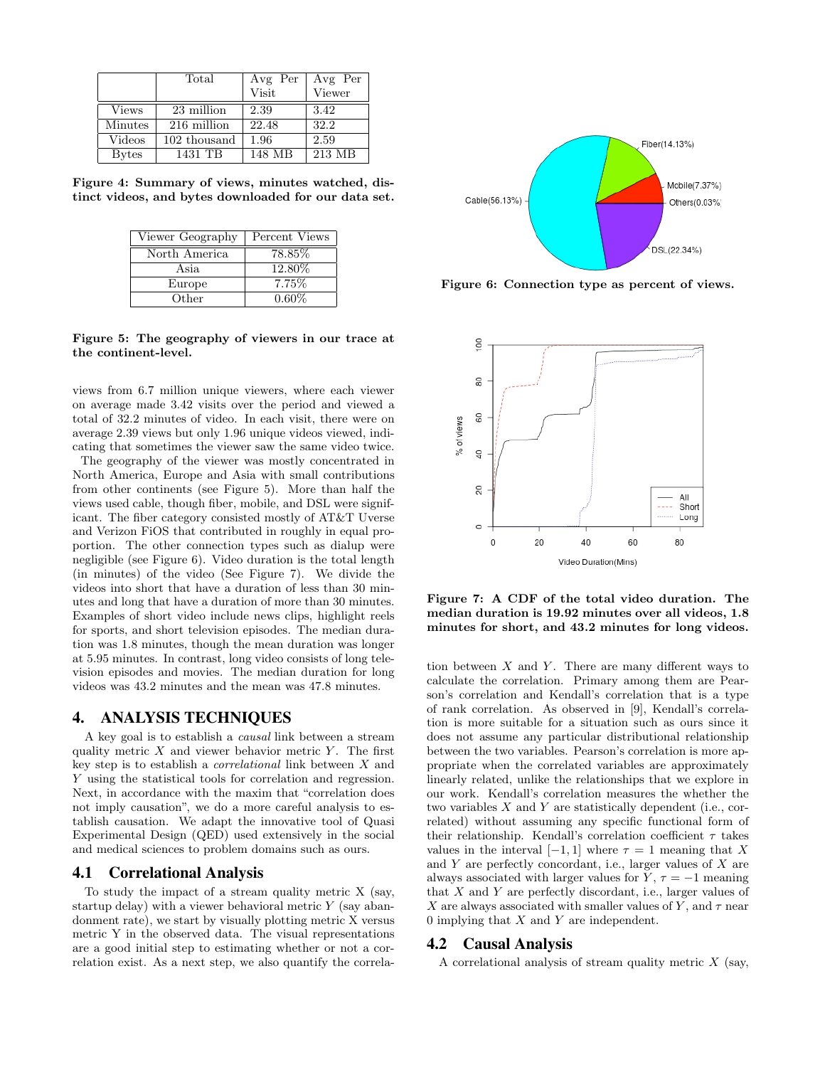|  | Total | Avg Per Visit | Avg Per Viewer |
|---|---|---|---|
| Views | 23 million | 2.39 | 3.42 |
| Minutes | 216 million | 22.48 | 32.2 |
| Videos | 102 thousand | 1.96 | 2.59 |
| Bytes | 1431 TB | 148 MB | 213 MB |

**Figure 4: Summary of views, minutes watched, distinct videos, and bytes downloaded for our data set.**

| Viewer Geography | Percent Views |
|---|---|
| North America | 78.85% |
| Asia | 12.80% |
| Europe | 7.75% |
| Other | 0.60% |

**Figure 5: The geography of viewers in our trace at the continent-level.**

views from 6.7 million unique viewers, where each viewer on average made 3.42 visits over the period and viewed a total of 32.2 minutes of video. In each visit, there were on average 2.39 views but only 1.96 unique videos viewed, indicating that sometimes the viewer saw the same video twice.

The geography of the viewer was mostly concentrated in North America, Europe and Asia with small contributions from other continents (see Figure 5). More than half the views used cable, though fiber, mobile, and DSL were significant. The fiber category consisted mostly of AT&T Uverse and Verizon FiOS that contributed in roughly in equal proportion. The other connection types such as dialup were negligible (see Figure 6). Video duration is the total length (in minutes) of the video (See Figure 7). We divide the videos into short that have a duration of less than 30 minutes and long that have a duration of more than 30 minutes. Examples of short video include news clips, highlight reels for sports, and short television episodes. The median duration was 1.8 minutes, though the mean duration was longer at 5.95 minutes. In contrast, long video consists of long television episodes and movies. The median duration for long videos was 43.2 minutes and the mean was 47.8 minutes.

**Figure 6: Connection type as percent of views.**

**Figure 7: A CDF of the total video duration. The median duration is 19.92 minutes over all videos, 1.8 minutes for short, and 43.2 minutes for long videos.**

## 4. ANALYSIS TECHNIQUES

A key goal is to establish a *causal* link between a stream quality metric $X$ and viewer behavior metric $Y$. The first key step is to establish a *correlational* link between $X$ and $Y$ using the statistical tools for correlation and regression. Next, in accordance with the maxim that "correlation does not imply causation", we do a more careful analysis to establish causation. We adapt the innovative tool of Quasi Experimental Design (QED) used extensively in the social and medical sciences to problem domains such as ours.

### 4.1 Correlational Analysis

To study the impact of a stream quality metric X (say, startup delay) with a viewer behavioral metric $Y$ (say abandonment rate), we start by visually plotting metric X versus metric Y in the observed data. The visual representations are a good initial step to estimating whether or not a correlation exist. As a next step, we also quantify the correlation between $X$ and $Y$. There are many different ways to calculate the correlation. Primary among them are Pearson's correlation and Kendall's correlation that is a type of rank correlation. As observed in [9], Kendall's correlation is more suitable for a situation such as ours since it does not assume any particular distributional relationship between the two variables. Pearson's correlation is more appropriate when the correlated variables are approximately linearly related, unlike the relationships that we explore in our work. Kendall's correlation measures the whether the two variables $X$ and $Y$ are statistically dependent (i.e., correlated) without assuming any specific functional form of their relationship. Kendall's correlation coefficient $\tau$ takes values in the interval $[-1, 1]$ where $\tau = 1$ meaning that $X$ and $Y$ are perfectly concordant, i.e., larger values of $X$ are always associated with larger values for $Y$, $\tau = -1$ meaning that $X$ and $Y$ are perfectly discordant, i.e., larger values of $X$ are always associated with smaller values of $Y$, and $\tau$ near 0 implying that $X$ and $Y$ are independent.

### 4.2 Causal Analysis

A correlational analysis of stream quality metric $X$ (say,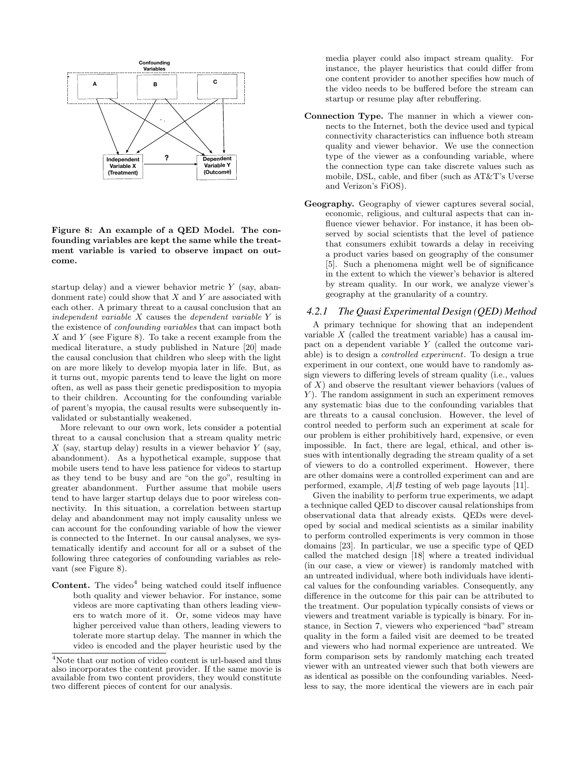**Figure 8: An example of a QED Model. The confounding variables are kept the same while the treatment variable is varied to observe impact on outcome.**

startup delay) and a viewer behavior metric $Y$ (say, abandonment rate) could show that $X$ and $Y$ are associated with each other. A primary threat to a causal conclusion that an *independent variable* $X$ causes the *dependent variable* $Y$ is the existence of *confounding variables* that can impact both $X$ and $Y$ (see Figure 8). To take a recent example from the medical literature, a study published in Nature [20] made the causal conclusion that children who sleep with the light on are more likely to develop myopia later in life. But, as it turns out, myopic parents tend to leave the light on more often, as well as pass their genetic predisposition to myopia to their children. Accounting for the confounding variable of parent's myopia, the causal results were subsequently invalidated or substantially weakened.

More relevant to our own work, lets consider a potential threat to a causal conclusion that a stream quality metric $X$ (say, startup delay) results in a viewer behavior $Y$ (say, abandonment). As a hypothetical example, suppose that mobile users tend to have less patience for videos to startup as they tend to be busy and are "on the go", resulting in greater abandonment. Further assume that mobile users tend to have larger startup delays due to poor wireless connectivity. In this situation, a correlation between startup delay and abandonment may not imply causality unless we can account for the confounding variable of how the viewer is connected to the Internet. In our causal analyses, we systematically identify and account for all or a subset of the following three categories of confounding variables as relevant (see Figure 8).

**Content.** The video[4] being watched could itself influence both quality and viewer behavior. For instance, some videos are more captivating than others leading viewers to watch more of it. Or, some videos may have higher perceived value than others, leading viewers to tolerate more startup delay. The manner in which the video is encoded and the player heuristic used by the media player could also impact stream quality. For instance, the player heuristics that could differ from one content provider to another specifies how much of the video needs to be buffered before the stream can startup or resume play after rebuffering.

**Connection Type.** The manner in which a viewer connects to the Internet, both the device used and typical connectivity characteristics can influence both stream quality and viewer behavior. We use the connection type of the viewer as a confounding variable, where the connection type can take discrete values such as mobile, DSL, cable, and fiber (such as AT&T's Uverse and Verizon's FiOS).

**Geography.** Geography of viewer captures several social, economic, religious, and cultural aspects that can influence viewer behavior. For instance, it has been observed by social scientists that the level of patience that consumers exhibit towards a delay in receiving a product varies based on geography of the consumer [5]. Such a phenomena might well be of significance in the extent to which the viewer's behavior is altered by stream quality. In our work, we analyze viewer's geography at the granularity of a country.

[4]Note that our notion of video content is url-based and thus also incorporates the content provider. If the same movie is available from two content providers, they would constitute two different pieces of content for our analysis.

### 4.2.1 The Quasi Experimental Design (QED) Method

A primary technique for showing that an independent variable $X$ (called the treatment variable) has a causal impact on a dependent variable $Y$ (called the outcome variable) is to design a *controlled experiment*. To design a true experiment in our context, one would have to randomly assign viewers to differing levels of stream quality (i.e., values of $X$) and observe the resultant viewer behaviors (values of $Y$). The random assignment in such an experiment removes any systematic bias due to the confounding variables that are threats to a causal conclusion. However, the level of control needed to perform such an experiment at scale for our problem is either prohibitively hard, expensive, or even impossible. In fact, there are legal, ethical, and other issues with intentionally degrading the stream quality of a set of viewers to do a controlled experiment. However, there are other domains were a controlled experiment can and are performed, example, $A|B$ testing of web page layouts [11].

Given the inability to perform true experiments, we adapt a technique called QED to discover causal relationships from observational data that already exists. QEDs were developed by social and medical scientists as a similar inability to perform controlled experiments is very common in those domains [23]. In particular, we use a specific type of QED called the matched design [18] where a treated individual (in our case, a view or viewer) is randomly matched with an untreated individual, where both individuals have identical values for the confounding variables. Consequently, any difference in the outcome for this pair can be attributed to the treatment. Our population typically consists of views or viewers and treatment variable is typically is binary. For instance, in Section 7, viewers who experienced "bad" stream quality in the form a failed visit are deemed to be treated and viewers who had normal experience are untreated. We form comparison sets by randomly matching each treated viewer with an untreated viewer such that both viewers are as identical as possible on the confounding variables. Needless to say, the more identical the viewers are in each pair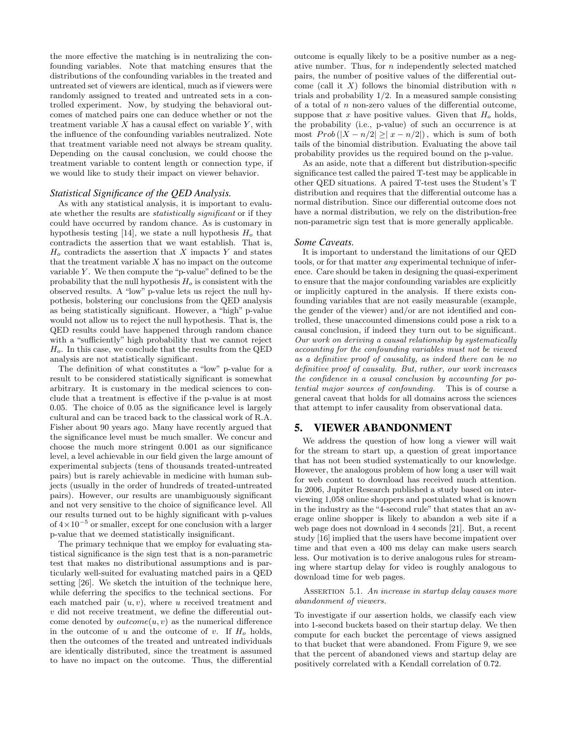the more effective the matching is in neutralizing the confounding variables. Note that matching ensures that the distributions of the confounding variables in the treated and untreated set of viewers are identical, much as if viewers were randomly assigned to treated and untreated sets in a controlled experiment. Now, by studying the behavioral outcomes of matched pairs one can deduce whether or not the treatment variable $X$ has a causal effect on variable $Y$, with the influence of the confounding variables neutralized. Note that treatment variable need not always be stream quality. Depending on the causal conclusion, we could choose the treatment variable to content length or connection type, if we would like to study their impact on viewer behavior.

### *Statistical Significance of the QED Analysis.*

As with any statistical analysis, it is important to evaluate whether the results are *statistically significant* or if they could have occurred by random chance. As is customary in hypothesis testing [14], we state a null hypothesis $H_o$ that contradicts the assertion that we want establish. That is, $H_o$ contradicts the assertion that $X$ impacts $Y$ and states that the treatment variable $X$ has no impact on the outcome variable $Y$. We then compute the "p-value" defined to be the probability that the null hypothesis $H_o$ is consistent with the observed results. A "low" p-value lets us reject the null hypothesis, bolstering our conclusions from the QED analysis as being statistically significant. However, a "high" p-value would not allow us to reject the null hypothesis. That is, the QED results could have happened through random chance with a "sufficiently" high probability that we cannot reject $H_o$. In this case, we conclude that the results from the QED analysis are not statistically significant.

The definition of what constitutes a "low" p-value for a result to be considered statistically significant is somewhat arbitrary. It is customary in the medical sciences to conclude that a treatment is effective if the p-value is at most 0.05. The choice of 0.05 as the significance level is largely cultural and can be traced back to the classical work of R.A. Fisher about 90 years ago. Many have recently argued that the significance level must be much smaller. We concur and choose the much more stringent 0.001 as our significance level, a level achievable in our field given the large amount of experimental subjects (tens of thousands treated-untreated pairs) but is rarely achievable in medicine with human subjects (usually in the order of hundreds of treated-untreated pairs). However, our results are unambiguously significant and not very sensitive to the choice of significance level. All our results turned out to be highly significant with p-values of $4\times10^{-5}$ or smaller, except for one conclusion with a larger p-value that we deemed statistically insignificant.

The primary technique that we employ for evaluating statistical significance is the sign test that is a non-parametric test that makes no distributional assumptions and is particularly well-suited for evaluating matched pairs in a QED setting [26]. We sketch the intuition of the technique here, while deferring the specifics to the technical sections. For each matched pair $(u, v)$, where $u$ received treatment and $v$ did not receive treatment, we define the differential outcome denoted by $outcome(u, v)$ as the numerical difference in the outcome of $u$ and the outcome of $v$. If $H_o$ holds, then the outcomes of the treated and untreated individuals are identically distributed, since the treatment is assumed to have no impact on the outcome. Thus, the differential outcome is equally likely to be a positive number as a negative number. Thus, for $n$ independently selected matched pairs, the number of positive values of the differential outcome (call it $X$) follows the binomial distribution with $n$ trials and probability 1/2. In a measured sample consisting of a total of $n$ non-zero values of the differential outcome, suppose that $x$ have positive values. Given that $H_o$ holds, the probability (i.e., p-value) of such an occurrence is at most $Prob\left(|X - n/2| \geq |\, x - n/2|\right)$, which is sum of both tails of the binomial distribution. Evaluating the above tail probability provides us the required bound on the p-value.

As an aside, note that a different but distribution-specific significance test called the paired T-test may be applicable in other QED situations. A paired T-test uses the Student's T distribution and requires that the differential outcome has a normal distribution. Since our differential outcome does not have a normal distribution, we rely on the distribution-free non-parametric sign test that is more generally applicable.

### *Some Caveats.*

It is important to understand the limitations of our QED tools, or for that matter *any* experimental technique of inference. Care should be taken in designing the quasi-experiment to ensure that the major confounding variables are explicitly or implicitly captured in the analysis. If there exists confounding variables that are not easily measurable (example, the gender of the viewer) and/or are not identified and controlled, these unaccounted dimensions could pose a risk to a causal conclusion, if indeed they turn out to be significant. *Our work on deriving a causal relationship by systematically accounting for the confounding variables must not be viewed as a definitive proof of causality, as indeed there can be no definitive proof of causality. But, rather, our work increases the confidence in a causal conclusion by accounting for potential major sources of confounding.* This is of course a general caveat that holds for all domains across the sciences that attempt to infer causality from observational data.

## 5. VIEWER ABANDONMENT

We address the question of how long a viewer will wait for the stream to start up, a question of great importance that has not been studied systematically to our knowledge. However, the analogous problem of how long a user will wait for web content to download has received much attention. In 2006, Jupiter Research published a study based on interviewing 1,058 online shoppers and postulated what is known in the industry as the "4-second rule" that states that an average online shopper is likely to abandon a web site if a web page does not download in 4 seconds [21]. But, a recent study [16] implied that the users have become impatient over time and that even a 400 ms delay can make users search less. Our motivation is to derive analogous rules for streaming where startup delay for video is roughly analogous to download time for web pages.

Assertion 5.1. *An increase in startup delay causes more abandonment of viewers.*

To investigate if our assertion holds, we classify each view into 1-second buckets based on their startup delay. We then compute for each bucket the percentage of views assigned to that bucket that were abandoned. From Figure 9, we see that the percent of abandoned views and startup delay are positively correlated with a Kendall correlation of 0.72.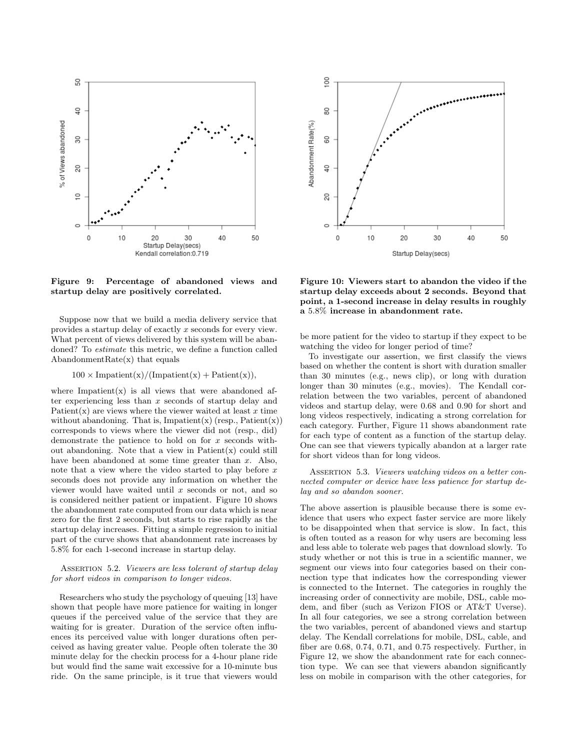Figure 9: Percentage of abandoned views and startup delay are positively correlated.

Figure 10: Viewers start to abandon the video if the startup delay exceeds about 2 seconds. Beyond that point, a 1-second increase in delay results in roughly a 5.8% increase in abandonment rate.

Suppose now that we build a media delivery service that provides a startup delay of exactly $x$ seconds for every view. What percent of views delivered by this system will be abandoned? To *estimate* this metric, we define a function called AbandonmentRate(x) that equals

$$100 \times \text{Impatient}(x)/(\text{Impatient}(x) + \text{Patient}(x)),$$

where Impatient(x) is all views that were abandoned after experiencing less than $x$ seconds of startup delay and Patient(x) are views where the viewer waited at least $x$ time without abandoning. That is, Impatient(x) (resp., Patient(x)) corresponds to views where the viewer did not (resp., did) demonstrate the patience to hold on for $x$ seconds without abandoning. Note that a view in Patient(x) could still have been abandoned at some time greater than $x$. Also, note that a view where the video started to play before $x$ seconds does not provide any information on whether the viewer would have waited until $x$ seconds or not, and so is considered neither patient or impatient. Figure 10 shows the abandonment rate computed from our data which is near zero for the first 2 seconds, but starts to rise rapidly as the startup delay increases. Fitting a simple regression to initial part of the curve shows that abandonment rate increases by 5.8% for each 1-second increase in startup delay.

Assertion 5.2. *Viewers are less tolerant of startup delay for short videos in comparison to longer videos.*

Researchers who study the psychology of queuing [13] have shown that people have more patience for waiting in longer queues if the perceived value of the service that they are waiting for is greater. Duration of the service often influences its perceived value with longer durations often perceived as having greater value. People often tolerate the 30 minute delay for the checkin process for a 4-hour plane ride but would find the same wait excessive for a 10-minute bus ride. On the same principle, is it true that viewers would be more patient for the video to startup if they expect to be watching the video for longer period of time?

To investigate our assertion, we first classify the views based on whether the content is short with duration smaller than 30 minutes (e.g., news clip), or long with duration longer than 30 minutes (e.g., movies). The Kendall correlation between the two variables, percent of abandoned videos and startup delay, were 0.68 and 0.90 for short and long videos respectively, indicating a strong correlation for each category. Further, Figure 11 shows abandonment rate for each type of content as a function of the startup delay. One can see that viewers typically abandon at a larger rate for short videos than for long videos.

Assertion 5.3. *Viewers watching videos on a better connected computer or device have less patience for startup delay and so abandon sooner.*

The above assertion is plausible because there is some evidence that users who expect faster service are more likely to be disappointed when that service is slow. In fact, this is often touted as a reason for why users are becoming less and less able to tolerate web pages that download slowly. To study whether or not this is true in a scientific manner, we segment our views into four categories based on their connection type that indicates how the corresponding viewer is connected to the Internet. The categories in roughly the increasing order of connectivity are mobile, DSL, cable modem, and fiber (such as Verizon FIOS or AT&T Uverse). In all four categories, we see a strong correlation between the two variables, percent of abandoned views and startup delay. The Kendall correlations for mobile, DSL, cable, and fiber are 0.68, 0.74, 0.71, and 0.75 respectively. Further, in Figure 12, we show the abandonment rate for each connection type. We can see that viewers abandon significantly less on mobile in comparison with the other categories, for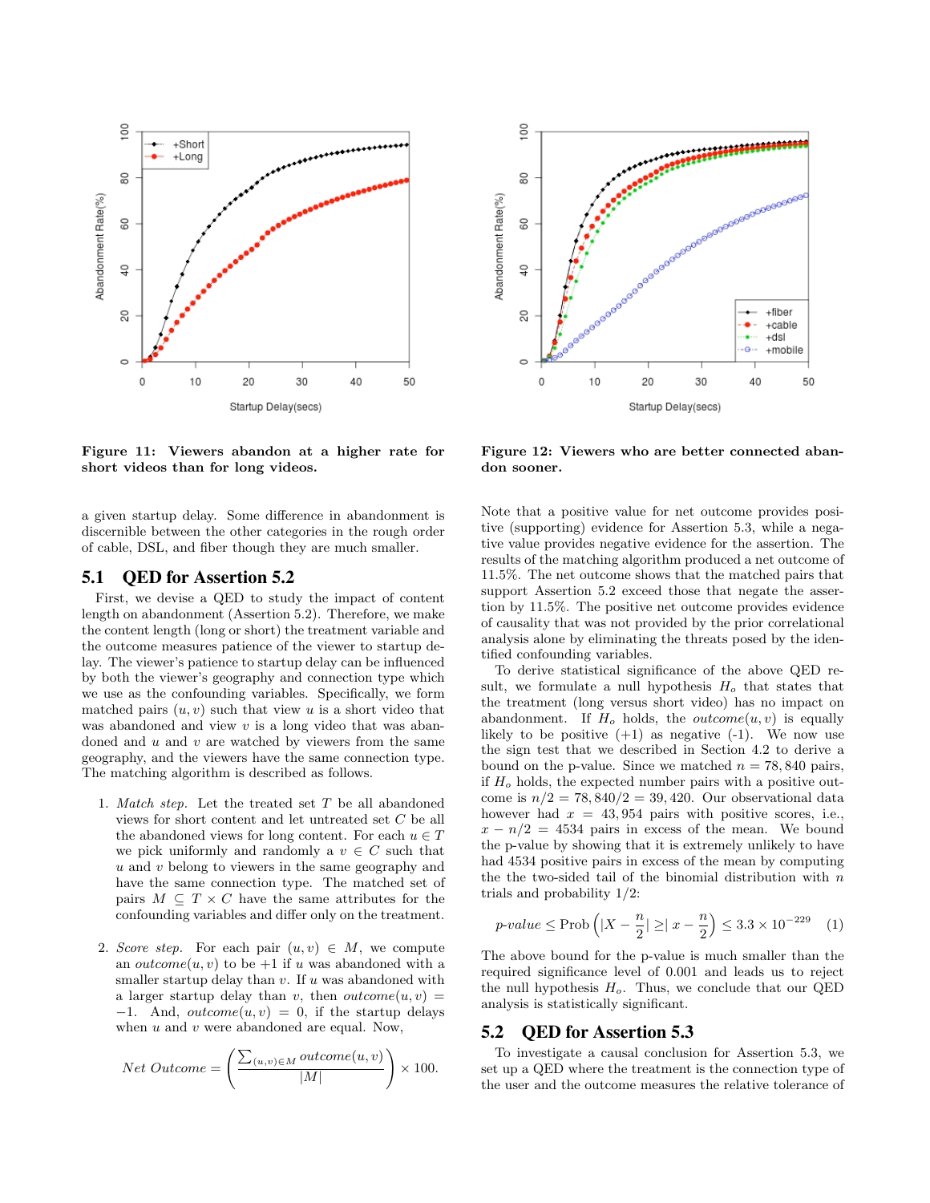Figure 11: Viewers abandon at a higher rate for short videos than for long videos.

Figure 12: Viewers who are better connected abandon sooner.

a given startup delay. Some difference in abandonment is discernible between the other categories in the rough order of cable, DSL, and fiber though they are much smaller.

## 5.1 QED for Assertion 5.2

First, we devise a QED to study the impact of content length on abandonment (Assertion 5.2). Therefore, we make the content length (long or short) the treatment variable and the outcome measures patience of the viewer to startup delay. The viewer's patience to startup delay can be influenced by both the viewer's geography and connection type which we use as the confounding variables. Specifically, we form matched pairs $(u, v)$ such that view $u$ is a short video that was abandoned and view $v$ is a long video that was abandoned and $u$ and $v$ are watched by viewers from the same geography, and the viewers have the same connection type. The matching algorithm is described as follows.

1. *Match step.* Let the treated set $T$ be all abandoned views for short content and let untreated set $C$ be all the abandoned views for long content. For each $u \in T$ we pick uniformly and randomly a $v \in C$ such that $u$ and $v$ belong to viewers in the same geography and have the same connection type. The matched set of pairs $M \subseteq T \times C$ have the same attributes for the confounding variables and differ only on the treatment.

2. *Score step.* For each pair $(u, v) \in M$, we compute an $outcome(u, v)$ to be +1 if $u$ was abandoned with a smaller startup delay than $v$. If $u$ was abandoned with a larger startup delay than $v$, then $outcome(u, v) = -1$. And, $outcome(u, v) = 0$, if the startup delays when $u$ and $v$ were abandoned are equal. Now,

$$Net\ Outcome = \left( \frac{\sum_{(u,v) \in M} outcome(u, v)}{|M|} \right) \times 100.$$

Note that a positive value for net outcome provides positive (supporting) evidence for Assertion 5.3, while a negative value provides negative evidence for the assertion. The results of the matching algorithm produced a net outcome of 11.5%. The net outcome shows that the matched pairs that support Assertion 5.2 exceed those that negate the assertion by 11.5%. The positive net outcome provides evidence of causality that was not provided by the prior correlational analysis alone by eliminating the threats posed by the identified confounding variables.

To derive statistical significance of the above QED result, we formulate a null hypothesis $H_o$ that states that the treatment (long versus short video) has no impact on abandonment. If $H_o$ holds, the $outcome(u, v)$ is equally likely to be positive (+1) as negative (-1). We now use the sign test that we described in Section 4.2 to derive a bound on the p-value. Since we matched $n = 78,840$ pairs, if $H_o$ holds, the expected number pairs with a positive outcome is $n/2 = 78,840/2 = 39,420$. Our observational data however had $x = 43,954$ pairs with positive scores, i.e., $x - n/2 = 4534$ pairs in excess of the mean. We bound the p-value by showing that it is extremely unlikely to have had 4534 positive pairs in excess of the mean by computing the the two-sided tail of the binomial distribution with $n$ trials and probability 1/2:

$$p\text{-}value \leq \text{Prob}\left(|X - \frac{n}{2}| \geq |\ x - \frac{n}{2}\right) \leq 3.3 \times 10^{-229} \quad (1)$$

The above bound for the p-value is much smaller than the required significance level of 0.001 and leads us to reject the null hypothesis $H_o$. Thus, we conclude that our QED analysis is statistically significant.

## 5.2 QED for Assertion 5.3

To investigate a causal conclusion for Assertion 5.3, we set up a QED where the treatment is the connection type of the user and the outcome measures the relative tolerance of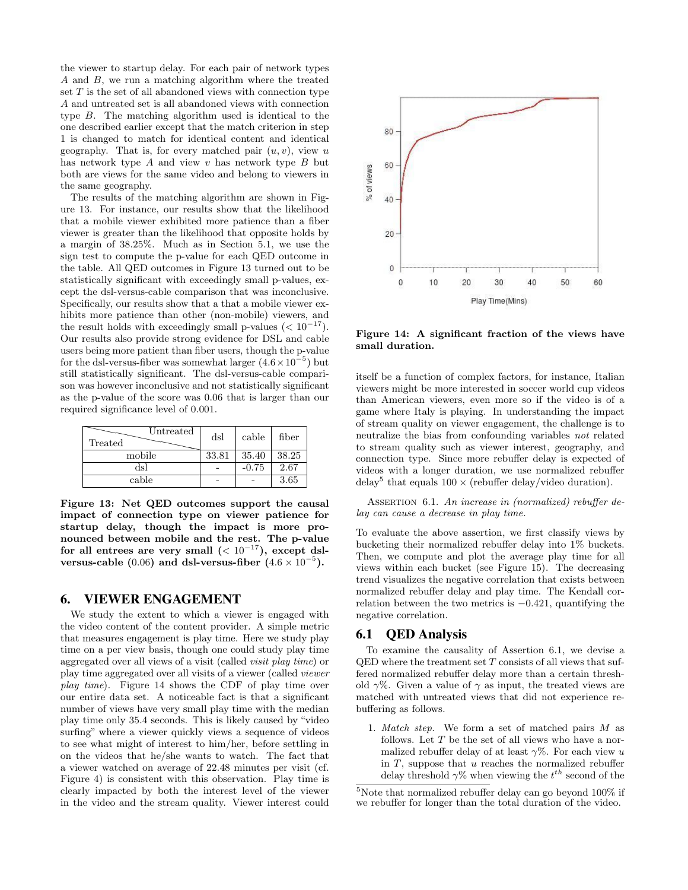the viewer to startup delay. For each pair of network types $A$ and $B$, we run a matching algorithm where the treated set $T$ is the set of all abandoned views with connection type $A$ and untreated set is all abandoned views with connection type $B$. The matching algorithm used is identical to the one described earlier except that the match criterion in step 1 is changed to match for identical content and identical geography. That is, for every matched pair $(u, v)$, view $u$ has network type $A$ and view $v$ has network type $B$ but both are views for the same video and belong to viewers in the same geography.

The results of the matching algorithm are shown in Figure 13. For instance, our results show that the likelihood that a mobile viewer exhibited more patience than a fiber viewer is greater than the likelihood that opposite holds by a margin of 38.25%. Much as in Section 5.1, we use the sign test to compute the p-value for each QED outcome in the table. All QED outcomes in Figure 13 turned out to be statistically significant with exceedingly small p-values, except the dsl-versus-cable comparison that was inconclusive. Specifically, our results show that a that a mobile viewer exhibits more patience than other (non-mobile) viewers, and the result holds with exceedingly small p-values ($< 10^{-17}$). Our results also provide strong evidence for DSL and cable users being more patient than fiber users, though the p-value for the dsl-versus-fiber was somewhat larger ($4.6 \times 10^{-5}$) but still statistically significant. The dsl-versus-cable comparison was however inconclusive and not statistically significant as the p-value of the score was 0.06 that is larger than our required significance level of 0.001.

| Treated \ Untreated | dsl | cable | fiber |
|---|---|---|---|
| mobile | 33.81 | 35.40 | 38.25 |
| dsl | - | -0.75 | 2.67 |
| cable | - | - | 3.65 |

**Figure 13: Net QED outcomes support the causal impact of connection type on viewer patience for startup delay, though the impact is more pronounced between mobile and the rest. The p-value for all entrees are very small ($< 10^{-17}$), except dsl-versus-cable (0.06) and dsl-versus-fiber ($4.6 \times 10^{-5}$).**

# 6. VIEWER ENGAGEMENT

We study the extent to which a viewer is engaged with the video content of the content provider. A simple metric that measures engagement is play time. Here we study play time on a per view basis, though one could study play time aggregated over all views of a visit (called *visit play time*) or play time aggregated over all visits of a viewer (called *viewer play time*). Figure 14 shows the CDF of play time over our entire data set. A noticeable fact is that a significant number of views have very small play time with the median play time only 35.4 seconds. This is likely caused by "video surfing" where a viewer quickly views a sequence of videos to see what might of interest to him/her, before settling in on the videos that he/she wants to watch. The fact that a viewer watched on average of 22.48 minutes per visit (cf. Figure 4) is consistent with this observation. Play time is clearly impacted by both the interest level of the viewer in the video and the stream quality. Viewer interest could

**Figure 14: A significant fraction of the views have small duration.**

itself be a function of complex factors, for instance, Italian viewers might be more interested in soccer world cup videos than American viewers, even more so if the video is of a game where Italy is playing. In understanding the impact of stream quality on viewer engagement, the challenge is to neutralize the bias from confounding variables *not* related to stream quality such as viewer interest, geography, and connection type. Since more rebuffer delay is expected of videos with a longer duration, we use normalized rebuffer delay[5] that equals $100 \times$ (rebuffer delay/video duration).

Assertion 6.1. *An increase in (normalized) rebuffer delay can cause a decrease in play time.*

To evaluate the above assertion, we first classify views by bucketing their normalized rebuffer delay into 1% buckets. Then, we compute and plot the average play time for all views within each bucket (see Figure 15). The decreasing trend visualizes the negative correlation that exists between normalized rebuffer delay and play time. The Kendall correlation between the two metrics is $-0.421$, quantifying the negative correlation.

## 6.1 QED Analysis

To examine the causality of Assertion 6.1, we devise a QED where the treatment set $T$ consists of all views that suffered normalized rebuffer delay more than a certain threshold $\gamma$%. Given a value of $\gamma$ as input, the treated views are matched with untreated views that did not experience rebuffering as follows.

1. *Match step.* We form a set of matched pairs $M$ as follows. Let $T$ be the set of all views who have a normalized rebuffer delay of at least $\gamma$%. For each view $u$ in $T$, suppose that $u$ reaches the normalized rebuffer delay threshold $\gamma$% when viewing the $t^{th}$ second of the

[5]Note that normalized rebuffer delay can go beyond 100% if we rebuffer for longer than the total duration of the video.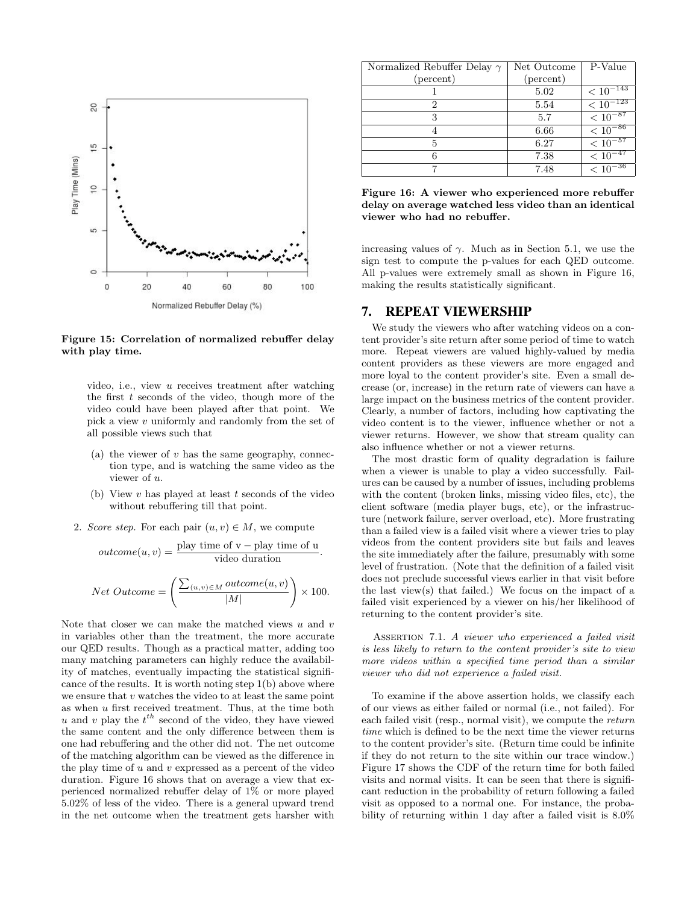Figure 15: Correlation of normalized rebuffer delay with play time.

video, i.e., view $u$ receives treatment after watching the first $t$ seconds of the video, though more of the video could have been played after that point. We pick a view $v$ uniformly and randomly from the set of all possible views such that

(a) the viewer of $v$ has the same geography, connection type, and is watching the same video as the viewer of $u$.

(b) View $v$ has played at least $t$ seconds of the video without rebuffering till that point.

2. *Score step.* For each pair $(u, v) \in M$, we compute

$$outcome(u, v) = \frac{\text{play time of v} - \text{play time of u}}{\text{video duration}}.$$

$$Net\ Outcome = \left( \frac{\sum_{(u,v) \in M} outcome(u, v)}{|M|} \right) \times 100.$$

Note that closer we can make the matched views $u$ and $v$ in variables other than the treatment, the more accurate our QED results. Though as a practical matter, adding too many matching parameters can highly reduce the availability of matches, eventually impacting the statistical significance of the results. It is worth noting step 1(b) above where we ensure that $v$ watches the video to at least the same point as when $u$ first received treatment. Thus, at the time both $u$ and $v$ play the $t^{th}$ second of the video, they have viewed the same content and the only difference between them is one had rebuffering and the other did not. The net outcome of the matching algorithm can be viewed as the difference in the play time of $u$ and $v$ expressed as a percent of the video duration. Figure 16 shows that on average a view that experienced normalized rebuffer delay of 1% or more played 5.02% of less of the video. There is a general upward trend in the net outcome when the treatment gets harsher with increasing values of $\gamma$. Much as in Section 5.1, we use the sign test to compute the p-values for each QED outcome. All p-values were extremely small as shown in Figure 16, making the results statistically significant.

| Normalized Rebuffer Delay $\gamma$ (percent) | Net Outcome (percent) | P-Value |
|---|---|---|
| 1 | 5.02 | $< 10^{-143}$ |
| 2 | 5.54 | $< 10^{-123}$ |
| 3 | 5.7 | $< 10^{-87}$ |
| 4 | 6.66 | $< 10^{-86}$ |
| 5 | 6.27 | $< 10^{-57}$ |
| 6 | 7.38 | $< 10^{-47}$ |
| 7 | 7.48 | $< 10^{-36}$ |

**Figure 16: A viewer who experienced more rebuffer delay on average watched less video than an identical viewer who had no rebuffer.**

## 7. REPEAT VIEWERSHIP

We study the viewers who after watching videos on a content provider's site return after some period of time to watch more. Repeat viewers are valued highly-valued by media content providers as these viewers are more engaged and more loyal to the content provider's site. Even a small decrease (or, increase) in the return rate of viewers can have a large impact on the business metrics of the content provider. Clearly, a number of factors, including how captivating the video content is to the viewer, influence whether or not a viewer returns. However, we show that stream quality can also influence whether or not a viewer returns.

The most drastic form of quality degradation is failure when a viewer is unable to play a video successfully. Failures can be caused by a number of issues, including problems with the content (broken links, missing video files, etc), the client software (media player bugs, etc), or the infrastructure (network failure, server overload, etc). More frustrating than a failed view is a failed visit where a viewer tries to play videos from the content providers site but fails and leaves the site immediately after the failure, presumably with some level of frustration. (Note that the definition of a failed visit does not preclude successful views earlier in that visit before the last view(s) that failed.) We focus on the impact of a failed visit experienced by a viewer on his/her likelihood of returning to the content provider's site.

Assertion 7.1. *A viewer who experienced a failed visit is less likely to return to the content provider's site to view more videos within a specified time period than a similar viewer who did not experience a failed visit.*

To examine if the above assertion holds, we classify each of our views as either failed or normal (i.e., not failed). For each failed visit (resp., normal visit), we compute the *return time* which is defined to be the next time the viewer returns to the content provider's site. (Return time could be infinite if they do not return to the site within our trace window.) Figure 17 shows the CDF of the return time for both failed visits and normal visits. It can be seen that there is significant reduction in the probability of return following a failed visit as opposed to a normal one. For instance, the probability of returning within 1 day after a failed visit is 8.0%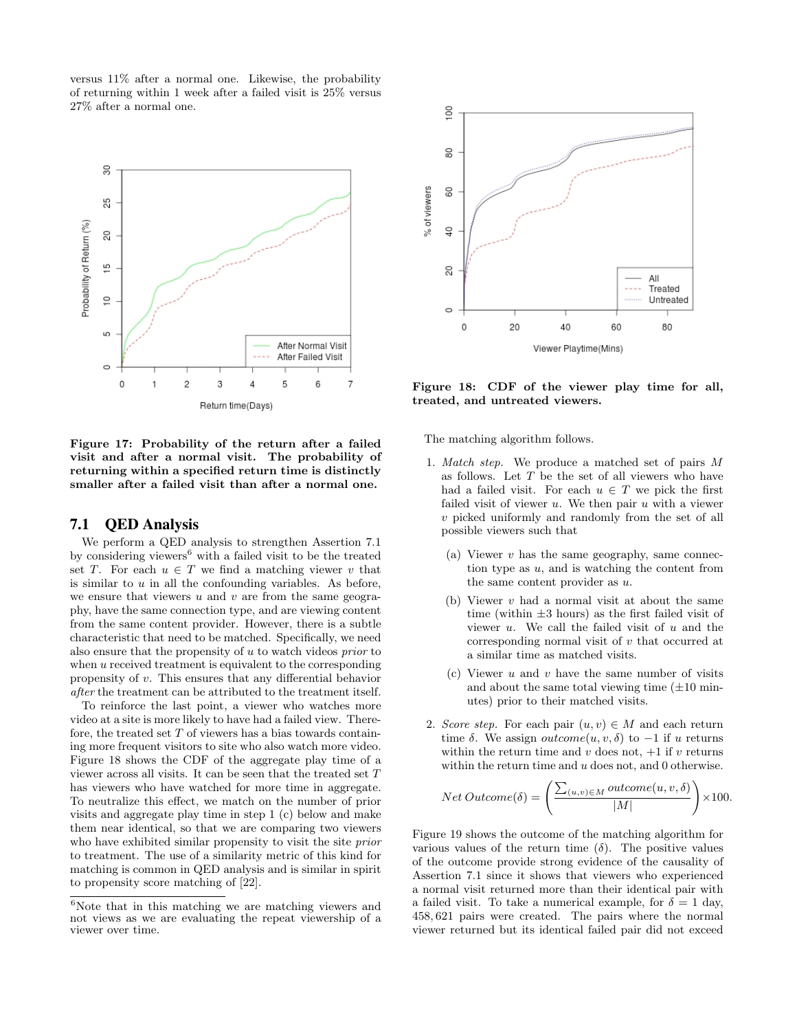versus 11% after a normal one. Likewise, the probability of returning within 1 week after a failed visit is 25% versus 27% after a normal one.

**Figure 17: Probability of the return after a failed visit and after a normal visit. The probability of returning within a specified return time is distinctly smaller after a failed visit than after a normal one.**

### 7.1 QED Analysis

We perform a QED analysis to strengthen Assertion 7.1 by considering viewers[6] with a failed visit to be the treated set $T$. For each $u \in T$ we find a matching viewer $v$ that is similar to $u$ in all the confounding variables. As before, we ensure that viewers $u$ and $v$ are from the same geography, have the same connection type, and are viewing content from the same content provider. However, there is a subtle characteristic that need to be matched. Specifically, we need also ensure that the propensity of $u$ to watch videos *prior* to when $u$ received treatment is equivalent to the corresponding propensity of $v$. This ensures that any differential behavior *after* the treatment can be attributed to the treatment itself.

To reinforce the last point, a viewer who watches more video at a site is more likely to have had a failed view. Therefore, the treated set $T$ of viewers has a bias towards containing more frequent visitors to site who also watch more video. Figure 18 shows the CDF of the aggregate play time of a viewer across all visits. It can be seen that the treated set $T$ has viewers who have watched for more time in aggregate. To neutralize this effect, we match on the number of prior visits and aggregate play time in step 1 (c) below and make them near identical, so that we are comparing two viewers who have exhibited similar propensity to visit the site *prior* to treatment. The use of a similarity metric of this kind for matching is common in QED analysis and is similar in spirit to propensity score matching of [22].

[6]Note that in this matching we are matching viewers and not views as we are evaluating the repeat viewership of a viewer over time.

**Figure 18: CDF of the viewer play time for all, treated, and untreated viewers.**

The matching algorithm follows.

1. *Match step.* We produce a matched set of pairs $M$ as follows. Let $T$ be the set of all viewers who have had a failed visit. For each $u \in T$ we pick the first failed visit of viewer $u$. We then pair $u$ with a viewer $v$ picked uniformly and randomly from the set of all possible viewers such that
   (a) Viewer $v$ has the same geography, same connection type as $u$, and is watching the content from the same content provider as $u$.
   (b) Viewer $v$ had a normal visit at about the same time (within $\pm 3$ hours) as the first failed visit of viewer $u$. We call the failed visit of $u$ and the corresponding normal visit of $v$ that occurred at a similar time as matched visits.
   (c) Viewer $u$ and $v$ have the same number of visits and about the same total viewing time ($\pm 10$ minutes) prior to their matched visits.

2. *Score step.* For each pair $(u, v) \in M$ and each return time $\delta$. We assign $outcome(u, v, \delta)$ to $-1$ if $u$ returns within the return time and $v$ does not, $+1$ if $v$ returns within the return time and $u$ does not, and 0 otherwise.

$$Net\ Outcome(\delta) = \left( \frac{\sum_{(u,v) \in M} outcome(u, v, \delta)}{|M|} \right) \times 100.$$

Figure 19 shows the outcome of the matching algorithm for various values of the return time ($\delta$). The positive values of the outcome provide strong evidence of the causality of Assertion 7.1 since it shows that viewers who experienced a normal visit returned more than their identical pair with a failed visit. To take a numerical example, for $\delta = 1$ day, 458,621 pairs were created. The pairs where the normal viewer returned but its identical failed pair did not exceed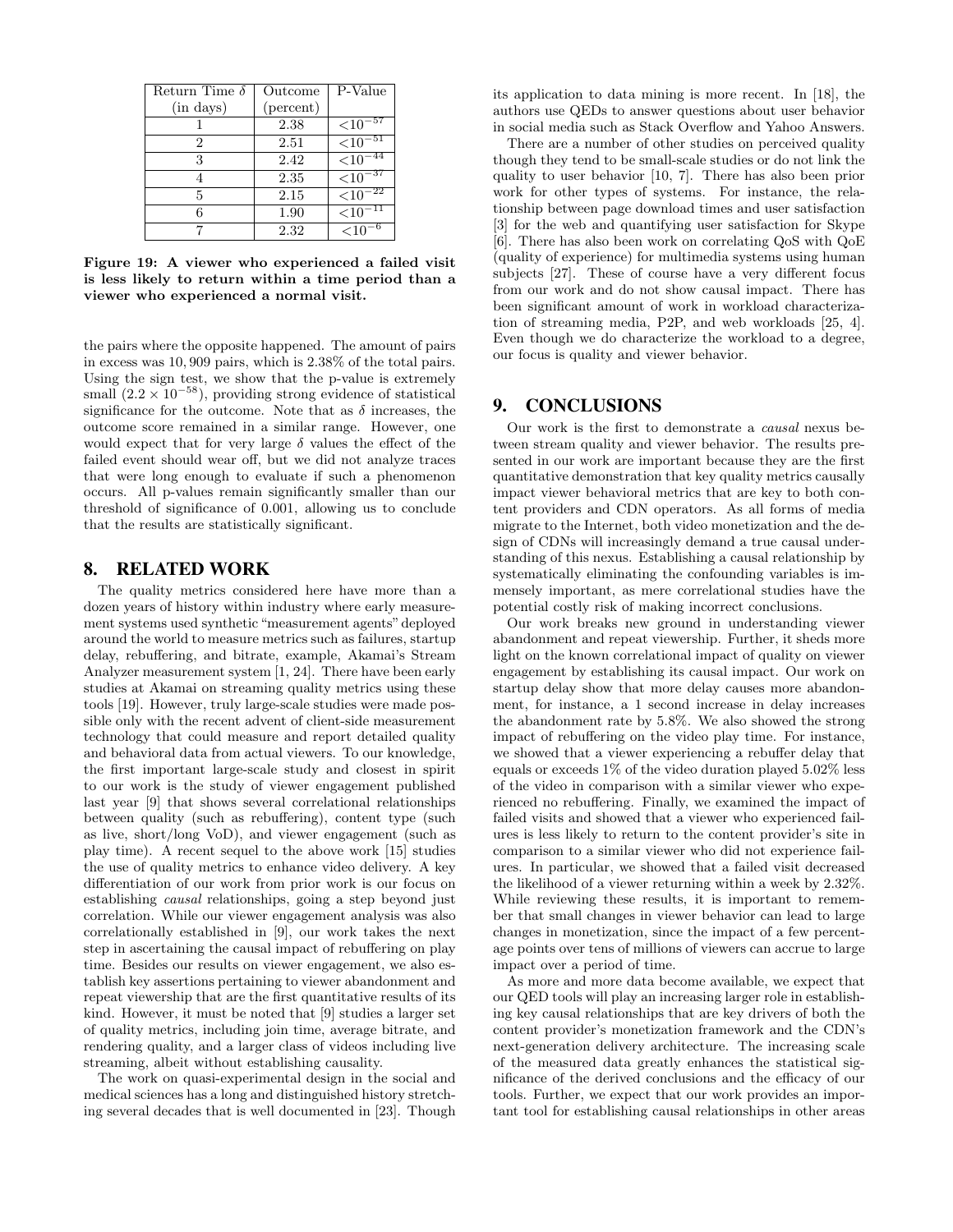| Return Time $\delta$ (in days) | Outcome (percent) | P-Value |
|---|---|---|
| 1 | 2.38 | $<10^{-57}$ |
| 2 | 2.51 | $<10^{-51}$ |
| 3 | 2.42 | $<10^{-44}$ |
| 4 | 2.35 | $<10^{-37}$ |
| 5 | 2.15 | $<10^{-22}$ |
| 6 | 1.90 | $<10^{-11}$ |
| 7 | 2.32 | $<10^{-6}$ |

**Figure 19: A viewer who experienced a failed visit is less likely to return within a time period than a viewer who experienced a normal visit.**

the pairs where the opposite happened. The amount of pairs in excess was 10,909 pairs, which is 2.38% of the total pairs. Using the sign test, we show that the p-value is extremely small ($2.2 \times 10^{-58}$), providing strong evidence of statistical significance for the outcome. Note that as $\delta$ increases, the outcome score remained in a similar range. However, one would expect that for very large $\delta$ values the effect of the failed event should wear off, but we did not analyze traces that were long enough to evaluate if such a phenomenon occurs. All p-values remain significantly smaller than our threshold of significance of 0.001, allowing us to conclude that the results are statistically significant.

## 8. RELATED WORK

The quality metrics considered here have more than a dozen years of history within industry where early measurement systems used synthetic "measurement agents" deployed around the world to measure metrics such as failures, startup delay, rebuffering, and bitrate, example, Akamai's Stream Analyzer measurement system [1, 24]. There have been early studies at Akamai on streaming quality metrics using these tools [19]. However, truly large-scale studies were made possible only with the recent advent of client-side measurement technology that could measure and report detailed quality and behavioral data from actual viewers. To our knowledge, the first important large-scale study and closest in spirit to our work is the study of viewer engagement published last year [9] that shows several correlational relationships between quality (such as rebuffering), content type (such as live, short/long VoD), and viewer engagement (such as play time). A recent sequel to the above work [15] studies the use of quality metrics to enhance video delivery. A key differentiation of our work from prior work is our focus on establishing *causal* relationships, going a step beyond just correlation. While our viewer engagement analysis was also correlationally established in [9], our work takes the next step in ascertaining the causal impact of rebuffering on play time. Besides our results on viewer engagement, we also establish key assertions pertaining to viewer abandonment and repeat viewership that are the first quantitative results of its kind. However, it must be noted that [9] studies a larger set of quality metrics, including join time, average bitrate, and rendering quality, and a larger class of videos including live streaming, albeit without establishing causality.

The work on quasi-experimental design in the social and medical sciences has a long and distinguished history stretching several decades that is well documented in [23]. Though its application to data mining is more recent. In [18], the authors use QEDs to answer questions about user behavior in social media such as Stack Overflow and Yahoo Answers.

There are a number of other studies on perceived quality though they tend to be small-scale studies or do not link the quality to user behavior [10, 7]. There has also been prior work for other types of systems. For instance, the relationship between page download times and user satisfaction [3] for the web and quantifying user satisfaction for Skype [6]. There has also been work on correlating QoS with QoE (quality of experience) for multimedia systems using human subjects [27]. These of course have a very different focus from our work and do not show causal impact. There has been significant amount of work in workload characterization of streaming media, P2P, and web workloads [25, 4]. Even though we do characterize the workload to a degree, our focus is quality and viewer behavior.

## 9. CONCLUSIONS

Our work is the first to demonstrate a *causal* nexus between stream quality and viewer behavior. The results presented in our work are important because they are the first quantitative demonstration that key quality metrics causally impact viewer behavioral metrics that are key to both content providers and CDN operators. As all forms of media migrate to the Internet, both video monetization and the design of CDNs will increasingly demand a true causal understanding of this nexus. Establishing a causal relationship by systematically eliminating the confounding variables is immensely important, as mere correlational studies have the potential costly risk of making incorrect conclusions.

Our work breaks new ground in understanding viewer abandonment and repeat viewership. Further, it sheds more light on the known correlational impact of quality on viewer engagement by establishing its causal impact. Our work on startup delay show that more delay causes more abandonment, for instance, a 1 second increase in delay increases the abandonment rate by 5.8%. We also showed the strong impact of rebuffering on the video play time. For instance, we showed that a viewer experiencing a rebuffer delay that equals or exceeds 1% of the video duration played 5.02% less of the video in comparison with a similar viewer who experienced no rebuffering. Finally, we examined the impact of failed visits and showed that a viewer who experienced failures is less likely to return to the content provider's site in comparison to a similar viewer who did not experience failures. In particular, we showed that a failed visit decreased the likelihood of a viewer returning within a week by 2.32%. While reviewing these results, it is important to remember that small changes in viewer behavior can lead to large changes in monetization, since the impact of a few percentage points over tens of millions of viewers can accrue to large impact over a period of time.

As more and more data become available, we expect that our QED tools will play an increasing larger role in establishing key causal relationships that are key drivers of both the content provider's monetization framework and the CDN's next-generation delivery architecture. The increasing scale of the measured data greatly enhances the statistical significance of the derived conclusions and the efficacy of our tools. Further, we expect that our work provides an important tool for establishing causal relationships in other areas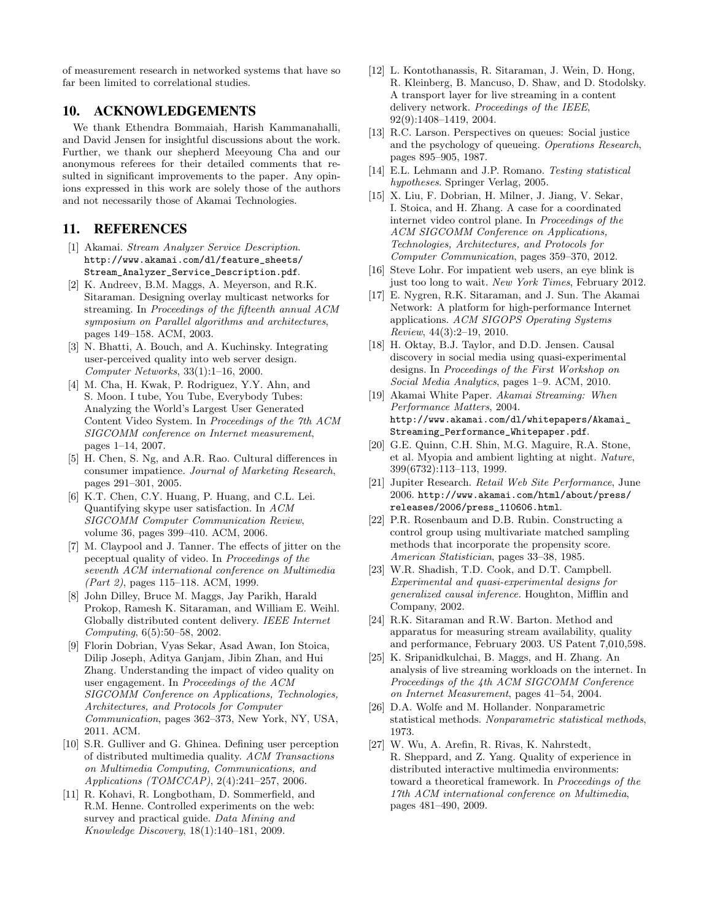of measurement research in networked systems that have so far been limited to correlational studies.

## 10. ACKNOWLEDGEMENTS

We thank Ethendra Bommaiah, Harish Kammanahalli, and David Jensen for insightful discussions about the work. Further, we thank our shepherd Meeyoung Cha and our anonymous referees for their detailed comments that resulted in significant improvements to the paper. Any opinions expressed in this work are solely those of the authors and not necessarily those of Akamai Technologies.

## 11. REFERENCES

[1] Akamai. *Stream Analyzer Service Description*. http://www.akamai.com/dl/feature_sheets/Stream_Analyzer_Service_Description.pdf.

[2] K. Andreev, B.M. Maggs, A. Meyerson, and R.K. Sitaraman. Designing overlay multicast networks for streaming. In *Proceedings of the fifteenth annual ACM symposium on Parallel algorithms and architectures*, pages 149–158. ACM, 2003.

[3] N. Bhatti, A. Bouch, and A. Kuchinsky. Integrating user-perceived quality into web server design. *Computer Networks*, 33(1):1–16, 2000.

[4] M. Cha, H. Kwak, P. Rodriguez, Y.Y. Ahn, and S. Moon. I tube, You Tube, Everybody Tubes: Analyzing the World's Largest User Generated Content Video System. In *Proceedings of the 7th ACM SIGCOMM conference on Internet measurement*, pages 1–14, 2007.

[5] H. Chen, S. Ng, and A.R. Rao. Cultural differences in consumer impatience. *Journal of Marketing Research*, pages 291–301, 2005.

[6] K.T. Chen, C.Y. Huang, P. Huang, and C.L. Lei. Quantifying skype user satisfaction. In *ACM SIGCOMM Computer Communication Review*, volume 36, pages 399–410. ACM, 2006.

[7] M. Claypool and J. Tanner. The effects of jitter on the peceptual quality of video. In *Proceedings of the seventh ACM international conference on Multimedia (Part 2)*, pages 115–118. ACM, 1999.

[8] John Dilley, Bruce M. Maggs, Jay Parikh, Harald Prokop, Ramesh K. Sitaraman, and William E. Weihl. Globally distributed content delivery. *IEEE Internet Computing*, 6(5):50–58, 2002.

[9] Florin Dobrian, Vyas Sekar, Asad Awan, Ion Stoica, Dilip Joseph, Aditya Ganjam, Jibin Zhan, and Hui Zhang. Understanding the impact of video quality on user engagement. In *Proceedings of the ACM SIGCOMM Conference on Applications, Technologies, Architectures, and Protocols for Computer Communication*, pages 362–373, New York, NY, USA, 2011. ACM.

[10] S.R. Gulliver and G. Ghinea. Defining user perception of distributed multimedia quality. *ACM Transactions on Multimedia Computing, Communications, and Applications (TOMCCAP)*, 2(4):241–257, 2006.

[11] R. Kohavi, R. Longbotham, D. Sommerfield, and R.M. Henne. Controlled experiments on the web: survey and practical guide. *Data Mining and Knowledge Discovery*, 18(1):140–181, 2009.

[12] L. Kontothanassis, R. Sitaraman, J. Wein, D. Hong, R. Kleinberg, B. Mancuso, D. Shaw, and D. Stodolsky. A transport layer for live streaming in a content delivery network. *Proceedings of the IEEE*, 92(9):1408–1419, 2004.

[13] R.C. Larson. Perspectives on queues: Social justice and the psychology of queueing. *Operations Research*, pages 895–905, 1987.

[14] E.L. Lehmann and J.P. Romano. *Testing statistical hypotheses*. Springer Verlag, 2005.

[15] X. Liu, F. Dobrian, H. Milner, J. Jiang, V. Sekar, I. Stoica, and H. Zhang. A case for a coordinated internet video control plane. In *Proceedings of the ACM SIGCOMM Conference on Applications, Technologies, Architectures, and Protocols for Computer Communication*, pages 359–370, 2012.

[16] Steve Lohr. For impatient web users, an eye blink is just too long to wait. *New York Times*, February 2012.

[17] E. Nygren, R.K. Sitaraman, and J. Sun. The Akamai Network: A platform for high-performance Internet applications. *ACM SIGOPS Operating Systems Review*, 44(3):2–19, 2010.

[18] H. Oktay, B.J. Taylor, and D.D. Jensen. Causal discovery in social media using quasi-experimental designs. In *Proceedings of the First Workshop on Social Media Analytics*, pages 1–9. ACM, 2010.

[19] Akamai White Paper. *Akamai Streaming: When Performance Matters*, 2004. http://www.akamai.com/dl/whitepapers/Akamai_Streaming_Performance_Whitepaper.pdf.

[20] G.E. Quinn, C.H. Shin, M.G. Maguire, R.A. Stone, et al. Myopia and ambient lighting at night. *Nature*, 399(6732):113–113, 1999.

[21] Jupiter Research. *Retail Web Site Performance*, June 2006. http://www.akamai.com/html/about/press/releases/2006/press_110606.html.

[22] P.R. Rosenbaum and D.B. Rubin. Constructing a control group using multivariate matched sampling methods that incorporate the propensity score. *American Statistician*, pages 33–38, 1985.

[23] W.R. Shadish, T.D. Cook, and D.T. Campbell. *Experimental and quasi-experimental designs for generalized causal inference*. Houghton, Mifflin and Company, 2002.

[24] R.K. Sitaraman and R.W. Barton. Method and apparatus for measuring stream availability, quality and performance, February 2003. US Patent 7,010,598.

[25] K. Sripanidkulchai, B. Maggs, and H. Zhang. An analysis of live streaming workloads on the internet. In *Proceedings of the 4th ACM SIGCOMM Conference on Internet Measurement*, pages 41–54, 2004.

[26] D.A. Wolfe and M. Hollander. Nonparametric statistical methods. *Nonparametric statistical methods*, 1973.

[27] W. Wu, A. Arefin, R. Rivas, K. Nahrstedt, R. Sheppard, and Z. Yang. Quality of experience in distributed interactive multimedia environments: toward a theoretical framework. In *Proceedings of the 17th ACM international conference on Multimedia*, pages 481–490, 2009.